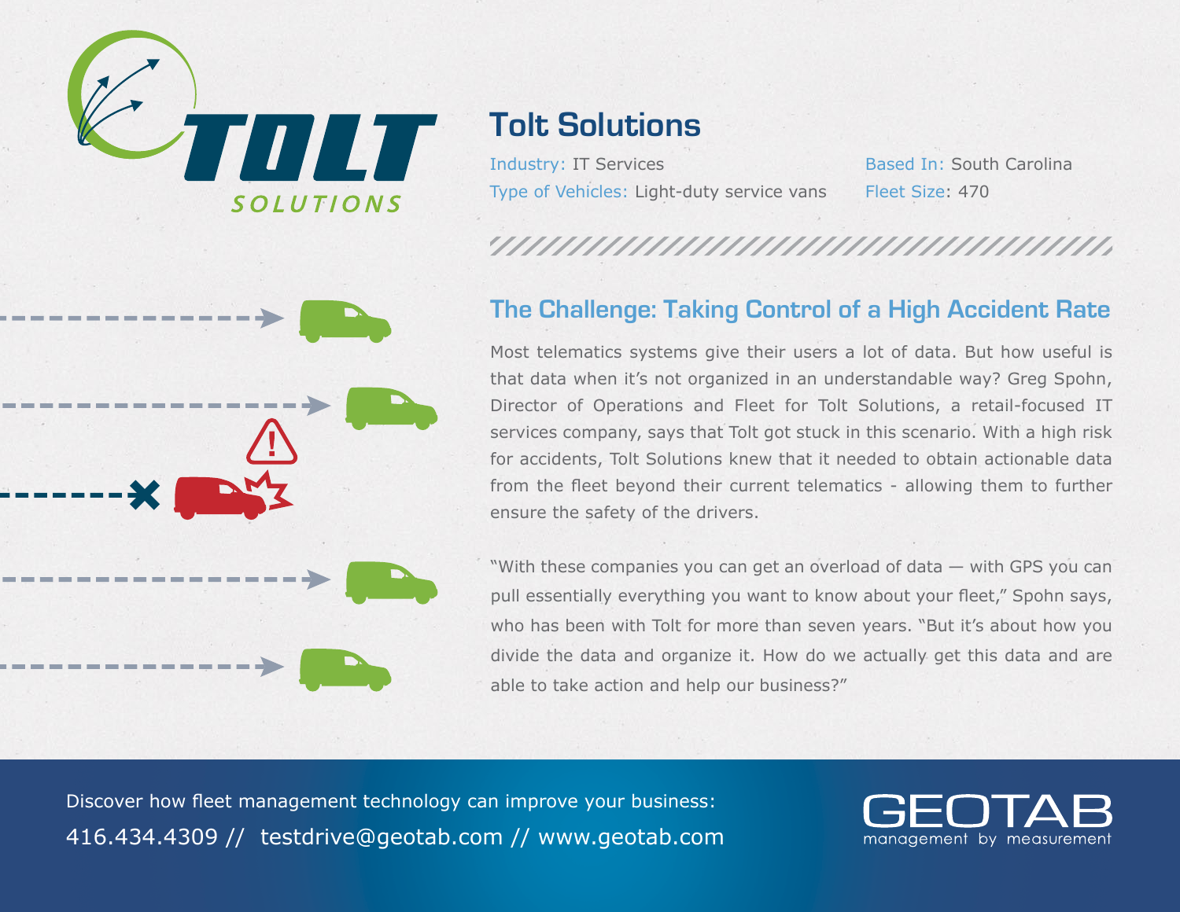# Tolt Solutions

Industry: IT Services

Type of Vehicles: Light-duty service vans

Based In: South Carolina

Fleet Size: 470

## The Challenge: Taking Control of a High Accident Rate

Most telematics systems give their users a lot of data. But how useful is that data when it's not organized in an understandable way? Greg Spohn, Director of Operations and Fleet for Tolt Solutions, a retail-focused IT services company, says that Tolt got stuck in this scenario. With a high risk for accidents, Tolt Solutions knew that it needed to obtain actionable data from the fleet beyond their current telematics - allowing them to further ensure the safety of the drivers.

"With these companies you can get an overload of data — with GPS you can pull essentially everything you want to know about your fleet," Spohn says, who has been with Tolt for more than seven years. "But it's about how you divide the data and organize it. How do we actually get this data and are able to take action and help our business?"

Discover how fleet management technology can improve your business:

416.434.4309 // testdrive@geotab.com // www.geotab.com

GEOTAB
management by measurement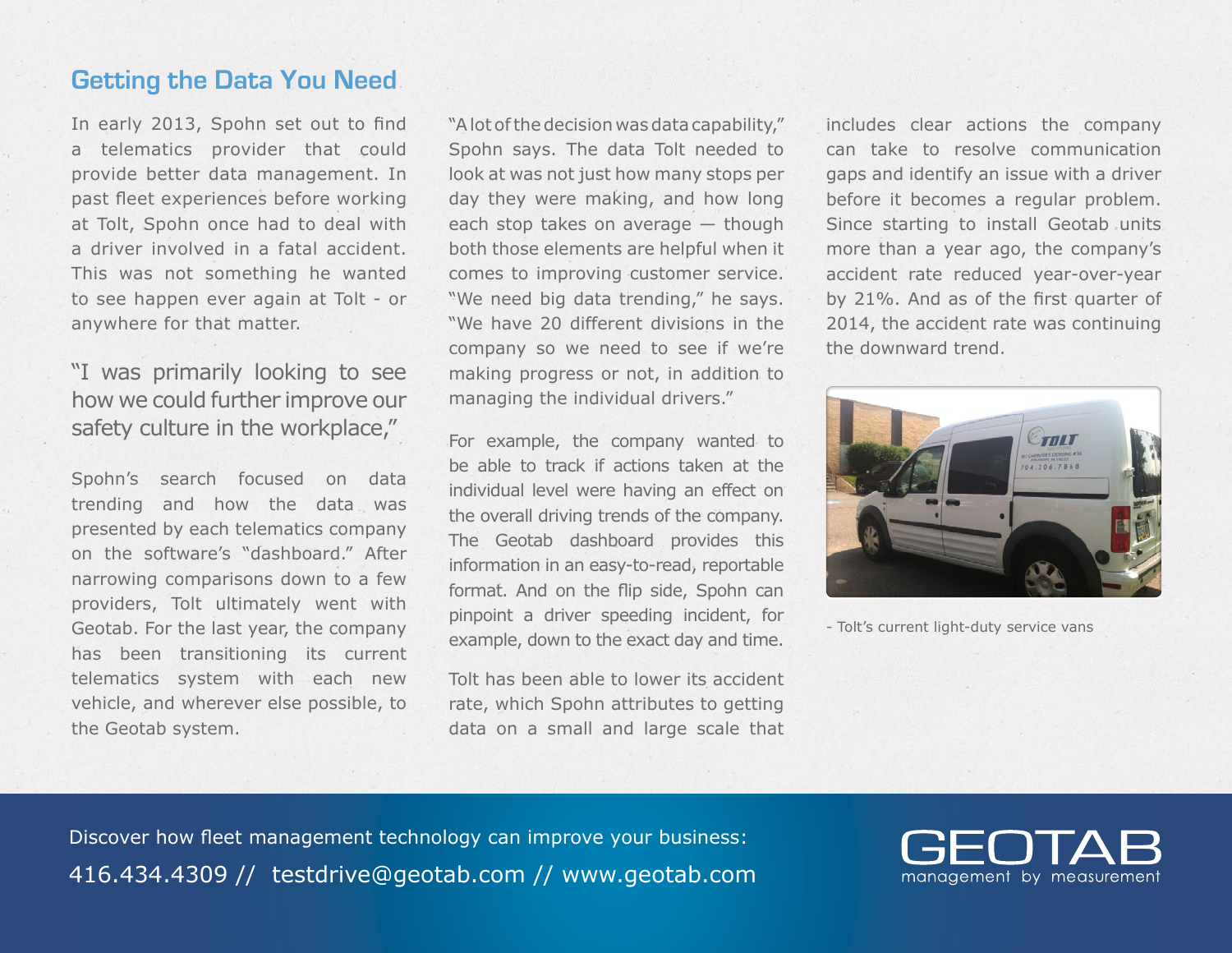## Getting the Data You Need

In early 2013, Spohn set out to find a telematics provider that could provide better data management. In past fleet experiences before working at Tolt, Spohn once had to deal with a driver involved in a fatal accident. This was not something he wanted to see happen ever again at Tolt - or anywhere for that matter.

"I was primarily looking to see how we could further improve our safety culture in the workplace,"

Spohn's search focused on data trending and how the data was presented by each telematics company on the software's "dashboard." After narrowing comparisons down to a few providers, Tolt ultimately went with Geotab. For the last year, the company has been transitioning its current telematics system with each new vehicle, and wherever else possible, to the Geotab system.

"A lot of the decision was data capability," Spohn says. The data Tolt needed to look at was not just how many stops per day they were making, and how long each stop takes on average — though both those elements are helpful when it comes to improving customer service. "We need big data trending," he says. "We have 20 different divisions in the company so we need to see if we're making progress or not, in addition to managing the individual drivers."

For example, the company wanted to be able to track if actions taken at the individual level were having an effect on the overall driving trends of the company. The Geotab dashboard provides this information in an easy-to-read, reportable format. And on the flip side, Spohn can pinpoint a driver speeding incident, for example, down to the exact day and time.

Tolt has been able to lower its accident rate, which Spohn attributes to getting data on a small and large scale that includes clear actions the company can take to resolve communication gaps and identify an issue with a driver before it becomes a regular problem. Since starting to install Geotab units more than a year ago, the company's accident rate reduced year-over-year by 21%. And as of the first quarter of 2014, the accident rate was continuing the downward trend.

- Tolt's current light-duty service vans

Discover how fleet management technology can improve your business:

416.434.4309 // testdrive@geotab.com // www.geotab.com

GEOTAB management by measurement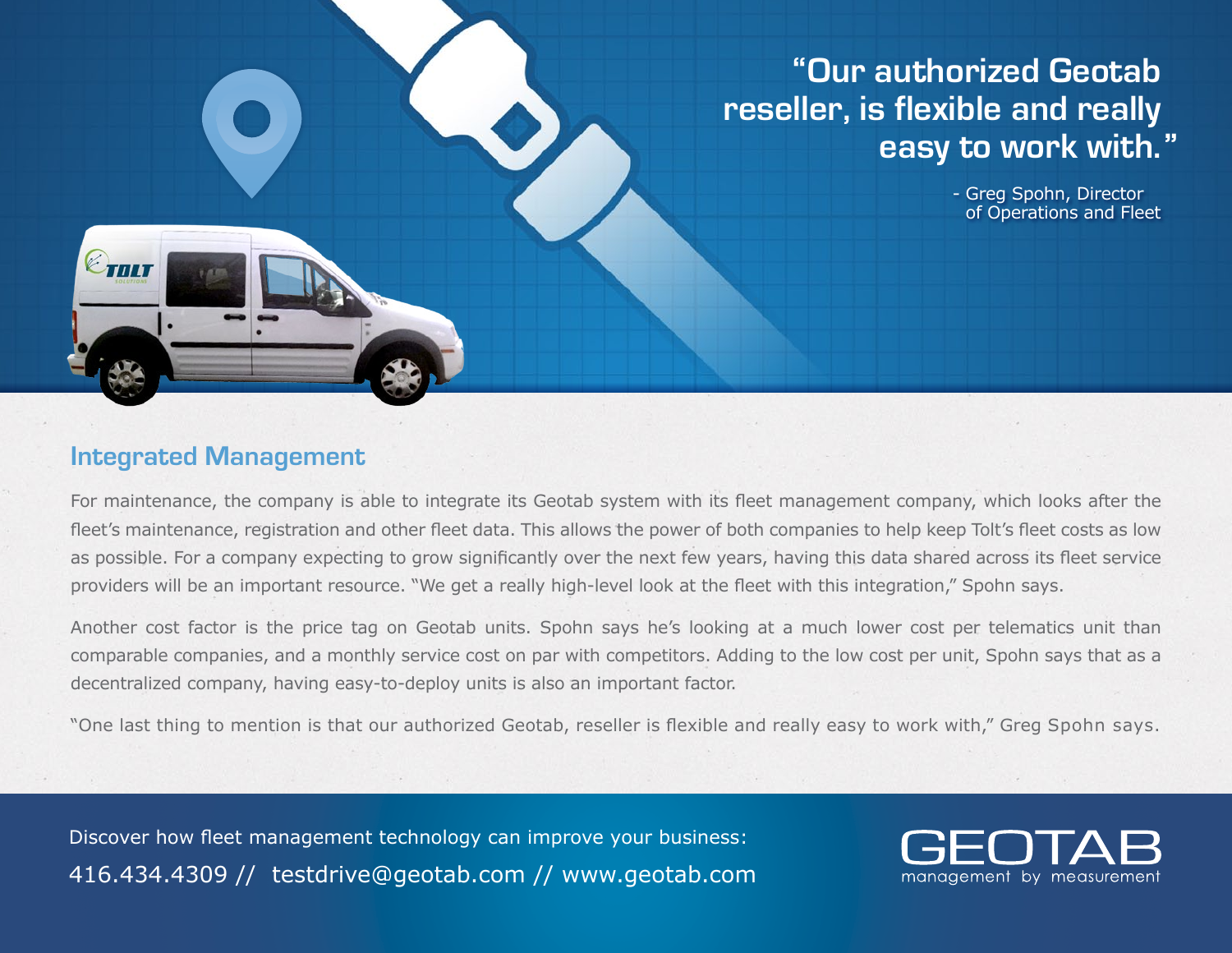> "Our authorized Geotab reseller, is flexible and really easy to work with."
>
> - Greg Spohn, Director of Operations and Fleet

## Integrated Management

For maintenance, the company is able to integrate its Geotab system with its fleet management company, which looks after the fleet's maintenance, registration and other fleet data. This allows the power of both companies to help keep Tolt's fleet costs as low as possible. For a company expecting to grow significantly over the next few years, having this data shared across its fleet service providers will be an important resource. "We get a really high-level look at the fleet with this integration," Spohn says.

Another cost factor is the price tag on Geotab units. Spohn says he's looking at a much lower cost per telematics unit than comparable companies, and a monthly service cost on par with competitors. Adding to the low cost per unit, Spohn says that as a decentralized company, having easy-to-deploy units is also an important factor.

"One last thing to mention is that our authorized Geotab, reseller is flexible and really easy to work with," Greg Spohn says.

Discover how fleet management technology can improve your business:
416.434.4309 // testdrive@geotab.com // www.geotab.com

GEOTAB
management by measurement